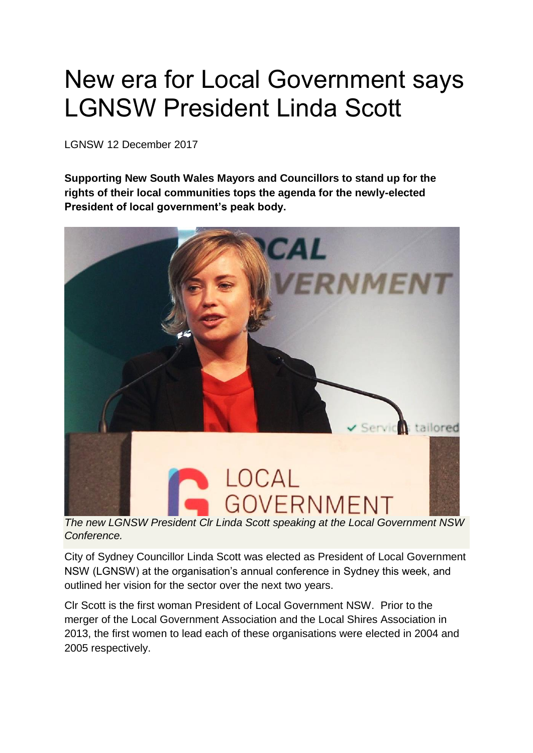# New era for Local Government says LGNSW President Linda Scott

LGNSW 12 December 2017

**Supporting New South Wales Mayors and Councillors to stand up for the rights of their local communities tops the agenda for the newly-elected President of local government's peak body.**

*The new LGNSW President Clr Linda Scott speaking at the Local Government NSW Conference.*

City of Sydney Councillor Linda Scott was elected as President of Local Government NSW (LGNSW) at the organisation's annual conference in Sydney this week, and outlined her vision for the sector over the next two years.

Clr Scott is the first woman President of Local Government NSW. Prior to the merger of the Local Government Association and the Local Shires Association in 2013, the first women to lead each of these organisations were elected in 2004 and 2005 respectively.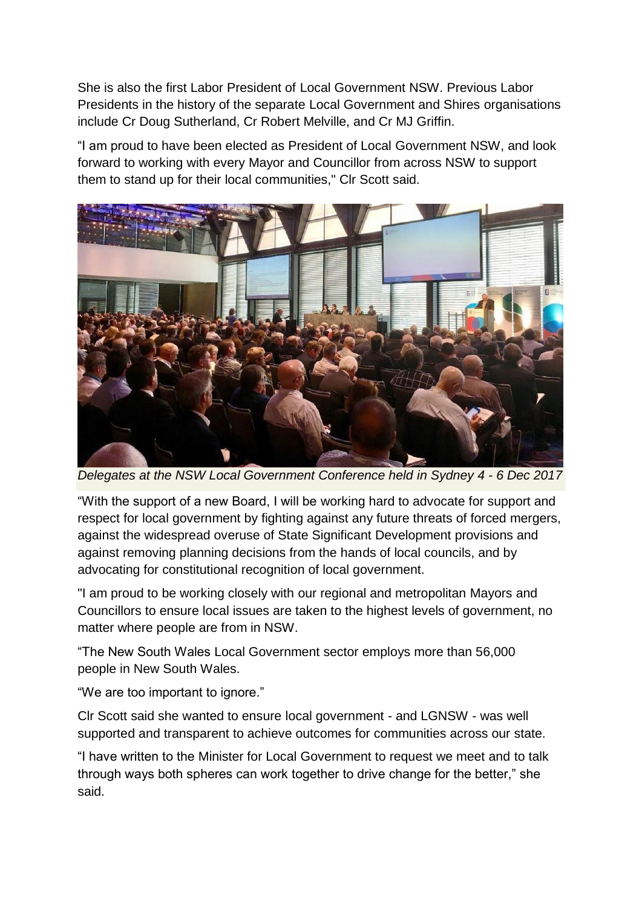She is also the first Labor President of Local Government NSW. Previous Labor Presidents in the history of the separate Local Government and Shires organisations include Cr Doug Sutherland, Cr Robert Melville, and Cr MJ Griffin.

"I am proud to have been elected as President of Local Government NSW, and look forward to working with every Mayor and Councillor from across NSW to support them to stand up for their local communities," Clr Scott said.

*Delegates at the NSW Local Government Conference held in Sydney 4 - 6 Dec 2017*

"With the support of a new Board, I will be working hard to advocate for support and respect for local government by fighting against any future threats of forced mergers, against the widespread overuse of State Significant Development provisions and against removing planning decisions from the hands of local councils, and by advocating for constitutional recognition of local government.

"I am proud to be working closely with our regional and metropolitan Mayors and Councillors to ensure local issues are taken to the highest levels of government, no matter where people are from in NSW.

"The New South Wales Local Government sector employs more than 56,000 people in New South Wales.

"We are too important to ignore."

Clr Scott said she wanted to ensure local government - and LGNSW - was well supported and transparent to achieve outcomes for communities across our state.

"I have written to the Minister for Local Government to request we meet and to talk through ways both spheres can work together to drive change for the better," she said.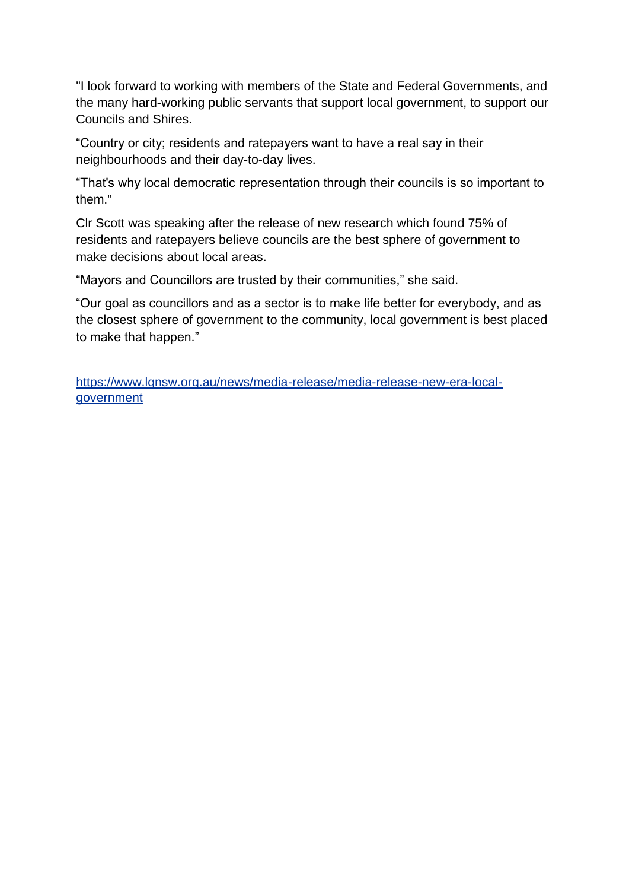"I look forward to working with members of the State and Federal Governments, and the many hard-working public servants that support local government, to support our Councils and Shires.

“Country or city; residents and ratepayers want to have a real say in their neighbourhoods and their day-to-day lives.

“That's why local democratic representation through their councils is so important to them."

Clr Scott was speaking after the release of new research which found 75% of residents and ratepayers believe councils are the best sphere of government to make decisions about local areas.

“Mayors and Councillors are trusted by their communities,” she said.

“Our goal as councillors and as a sector is to make life better for everybody, and as the closest sphere of government to the community, local government is best placed to make that happen.”

https://www.lgnsw.org.au/news/media-release/media-release-new-era-local-government